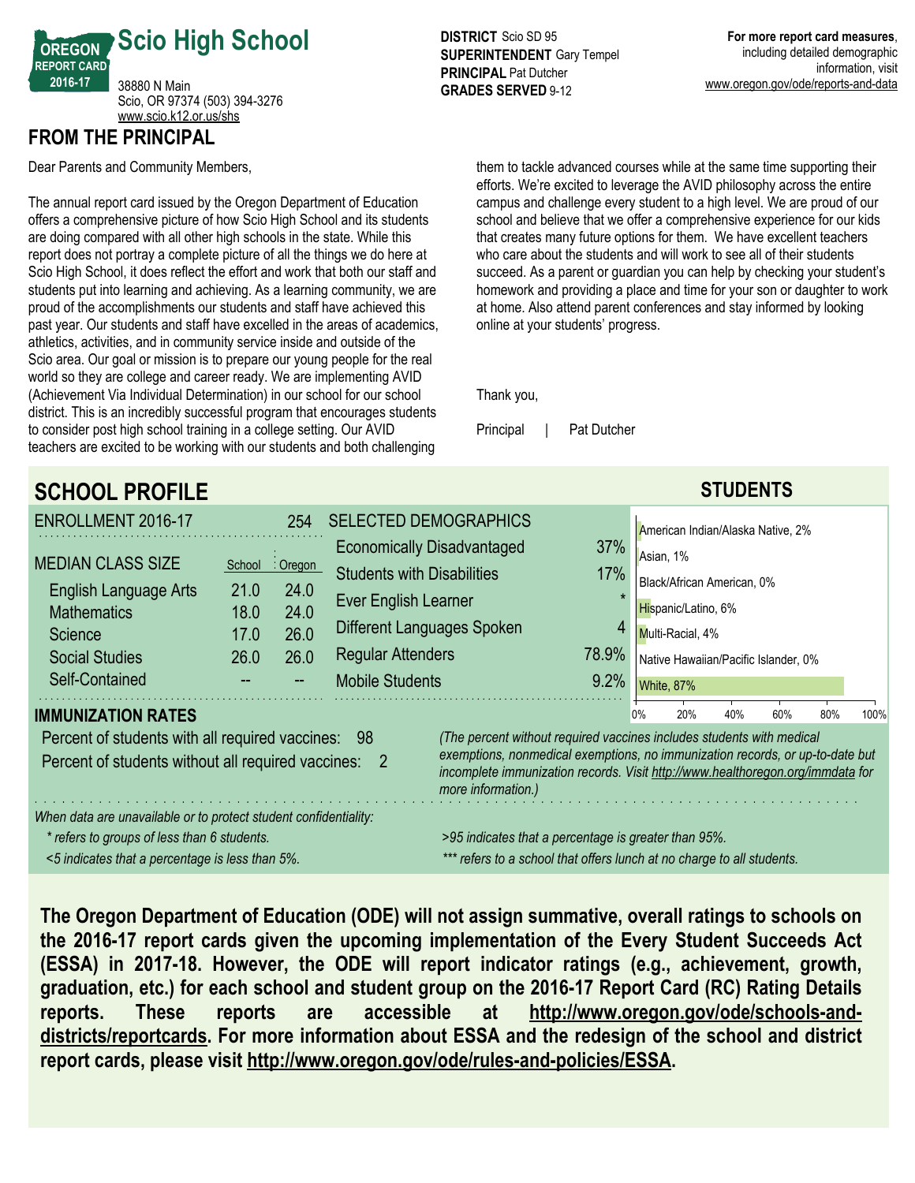# Scio High School

OREGON REPORT CARD 2016-17

38880 N Main
Scio, OR 97374 (503) 394-3276
www.scio.k12.or.us/shs

**DISTRICT** Scio SD 95
**SUPERINTENDENT** Gary Tempel
**PRINCIPAL** Pat Dutcher
**GRADES SERVED** 9-12

**For more report card measures**, including detailed demographic information, visit www.oregon.gov/ode/reports-and-data

## FROM THE PRINCIPAL

Dear Parents and Community Members,

The annual report card issued by the Oregon Department of Education offers a comprehensive picture of how Scio High School and its students are doing compared with all other high schools in the state. While this report does not portray a complete picture of all the things we do here at Scio High School, it does reflect the effort and work that both our staff and students put into learning and achieving. As a learning community, we are proud of the accomplishments our students and staff have achieved this past year. Our students and staff have excelled in the areas of academics, athletics, activities, and in community service inside and outside of the Scio area. Our goal or mission is to prepare our young people for the real world so they are college and career ready. We are implementing AVID (Achievement Via Individual Determination) in our school for our school district. This is an incredibly successful program that encourages students to consider post high school training in a college setting. Our AVID teachers are excited to be working with our students and both challenging them to tackle advanced courses while at the same time supporting their efforts. We're excited to leverage the AVID philosophy across the entire campus and challenge every student to a high level. We are proud of our school and believe that we offer a comprehensive experience for our kids that creates many future options for them. We have excellent teachers who care about the students and will work to see all of their students succeed. As a parent or guardian you can help by checking your student's homework and providing a place and time for your son or daughter to work at home. Also attend parent conferences and stay informed by looking online at your students' progress.

Thank you,

Principal | Pat Dutcher

## SCHOOL PROFILE

**ENROLLMENT 2016-17** 254

| MEDIAN CLASS SIZE | School | Oregon |
|---|---|---|
| English Language Arts | 21.0 | 24.0 |
| Mathematics | 18.0 | 24.0 |
| Science | 17.0 | 26.0 |
| Social Studies | 26.0 | 26.0 |
| Self-Contained | -- | -- |

| SELECTED DEMOGRAPHICS | |
|---|---|
| Economically Disadvantaged | 37% |
| Students with Disabilities | 17% |
| Ever English Learner | * |
| Different Languages Spoken | 4 |
| Regular Attenders | 78.9% |
| Mobile Students | 9.2% |

### STUDENTS

| Race/Ethnicity | Percent |
|---|---|
| American Indian/Alaska Native | 2% |
| Asian | 1% |
| Black/African American | 0% |
| Hispanic/Latino | 6% |
| Multi-Racial | 4% |
| Native Hawaiian/Pacific Islander | 0% |
| White | 87% |

### IMMUNIZATION RATES

Percent of students with all required vaccines: 98
Percent of students without all required vaccines: 2

*(The percent without required vaccines includes students with medical exemptions, nonmedical exemptions, no immunization records, or up-to-date but incomplete immunization records. Visit http://www.healthoregon.org/immdata for more information.)*

*When data are unavailable or to protect student confidentiality:*
*\* refers to groups of less than 6 students.*
*<5 indicates that a percentage is less than 5%.*
*>95 indicates that a percentage is greater than 95%.*
*\*\*\* refers to a school that offers lunch at no charge to all students.*

**The Oregon Department of Education (ODE) will not assign summative, overall ratings to schools on the 2016-17 report cards given the upcoming implementation of the Every Student Succeeds Act (ESSA) in 2017-18. However, the ODE will report indicator ratings (e.g., achievement, growth, graduation, etc.) for each school and student group on the 2016-17 Report Card (RC) Rating Details reports. These reports are accessible at http://www.oregon.gov/ode/schools-and-districts/reportcards. For more information about ESSA and the redesign of the school and district report cards, please visit http://www.oregon.gov/ode/rules-and-policies/ESSA.**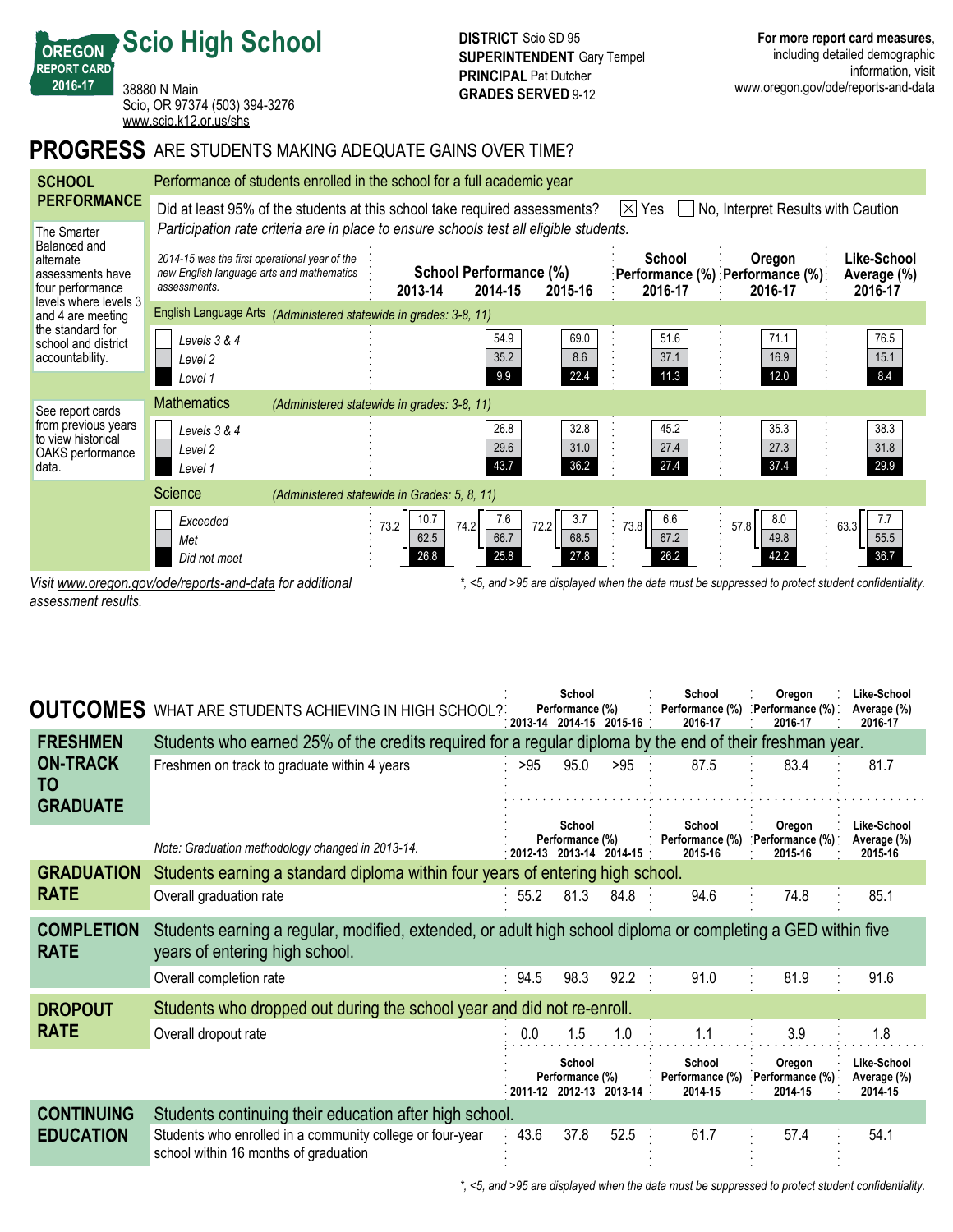**OREGON REPORT CARD 2016-17**

# Scio High School

38880 N Main
Scio, OR 97374 (503) 394-3276
www.scio.k12.or.us/shs

**DISTRICT** Scio SD 95
**SUPERINTENDENT** Gary Tempel
**PRINCIPAL** Pat Dutcher
**GRADES SERVED** 9-12

**For more report card measures**, including detailed demographic information, visit www.oregon.gov/ode/reports-and-data

## PROGRESS ARE STUDENTS MAKING ADEQUATE GAINS OVER TIME?

### SCHOOL PERFORMANCE

Performance of students enrolled in the school for a full academic year

Did at least 95% of the students at this school take required assessments? ☒ Yes ☐ No, Interpret Results with Caution

*Participation rate criteria are in place to ensure schools test all eligible students.*

The Smarter Balanced and alternate assessments have four performance levels where levels 3 and 4 are meeting the standard for school and district accountability.

See report cards from previous years to view historical OAKS performance data.

*2014-15 was the first operational year of the new English language arts and mathematics assessments.*

| | School Performance (%) 2013-14 | 2014-15 | 2015-16 | School Performance (%) 2016-17 | Oregon Performance (%) 2016-17 | Like-School Average (%) 2016-17 |
|---|---|---|---|---|---|---|
| **English Language Arts** *(Administered statewide in grades: 3-8, 11)* | | | | | | |
| *Levels 3 & 4* | | 54.9 | 69.0 | 51.6 | 71.1 | 76.5 |
| *Level 2* | | 35.2 | 8.6 | 37.1 | 16.9 | 15.1 |
| *Level 1* | | 9.9 | 22.4 | 11.3 | 12.0 | 8.4 |
| **Mathematics** *(Administered statewide in grades: 3-8, 11)* | | | | | | |
| *Levels 3 & 4* | | 26.8 | 32.8 | 45.2 | 35.3 | 38.3 |
| *Level 2* | | 29.6 | 31.0 | 27.4 | 27.3 | 31.8 |
| *Level 1* | | 43.7 | 36.2 | 27.4 | 37.4 | 29.9 |
| **Science** *(Administered statewide in Grades: 5, 8, 11)* | | | | | | |
| *Exceeded + Met (total)* | 73.2 | 74.2 | 72.2 | 73.8 | 57.8 | 63.3 |
| *Exceeded* | 10.7 | 7.6 | 3.7 | 6.6 | 8.0 | 7.7 |
| *Met* | 62.5 | 66.7 | 68.5 | 67.2 | 49.8 | 55.5 |
| *Did not meet* | 26.8 | 25.8 | 27.8 | 26.2 | 42.2 | 36.7 |

*Visit www.oregon.gov/ode/reports-and-data for additional assessment results.*

*\*, <5, and >95 are displayed when the data must be suppressed to protect student confidentiality.*

## OUTCOMES WHAT ARE STUDENTS ACHIEVING IN HIGH SCHOOL?

| | School Performance (%) 2013-14 | 2014-15 | 2015-16 | School Performance (%) 2016-17 | Oregon Performance (%) 2016-17 | Like-School Average (%) 2016-17 |
|---|---|---|---|---|---|---|
| **FRESHMEN ON-TRACK TO GRADUATE** — Students who earned 25% of the credits required for a regular diploma by the end of their freshman year. | | | | | | |
| Freshmen on track to graduate within 4 years | >95 | 95.0 | >95 | 87.5 | 83.4 | 81.7 |

*Note: Graduation methodology changed in 2013-14.*

| | School Performance (%) 2012-13 | 2013-14 | 2014-15 | School Performance (%) 2015-16 | Oregon Performance (%) 2015-16 | Like-School Average (%) 2015-16 |
|---|---|---|---|---|---|---|
| **GRADUATION RATE** — Students earning a standard diploma within four years of entering high school. | | | | | | |
| Overall graduation rate | 55.2 | 81.3 | 84.8 | 94.6 | 74.8 | 85.1 |
| **COMPLETION RATE** — Students earning a regular, modified, extended, or adult high school diploma or completing a GED within five years of entering high school. | | | | | | |
| Overall completion rate | 94.5 | 98.3 | 92.2 | 91.0 | 81.9 | 91.6 |
| **DROPOUT RATE** — Students who dropped out during the school year and did not re-enroll. | | | | | | |
| Overall dropout rate | 0.0 | 1.5 | 1.0 | 1.1 | 3.9 | 1.8 |

| | School Performance (%) 2011-12 | 2012-13 | 2013-14 | School Performance (%) 2014-15 | Oregon Performance (%) 2014-15 | Like-School Average (%) 2014-15 |
|---|---|---|---|---|---|---|
| **CONTINUING EDUCATION** — Students continuing their education after high school. | | | | | | |
| Students who enrolled in a community college or four-year school within 16 months of graduation | 43.6 | 37.8 | 52.5 | 61.7 | 57.4 | 54.1 |

*\*, <5, and >95 are displayed when the data must be suppressed to protect student confidentiality.*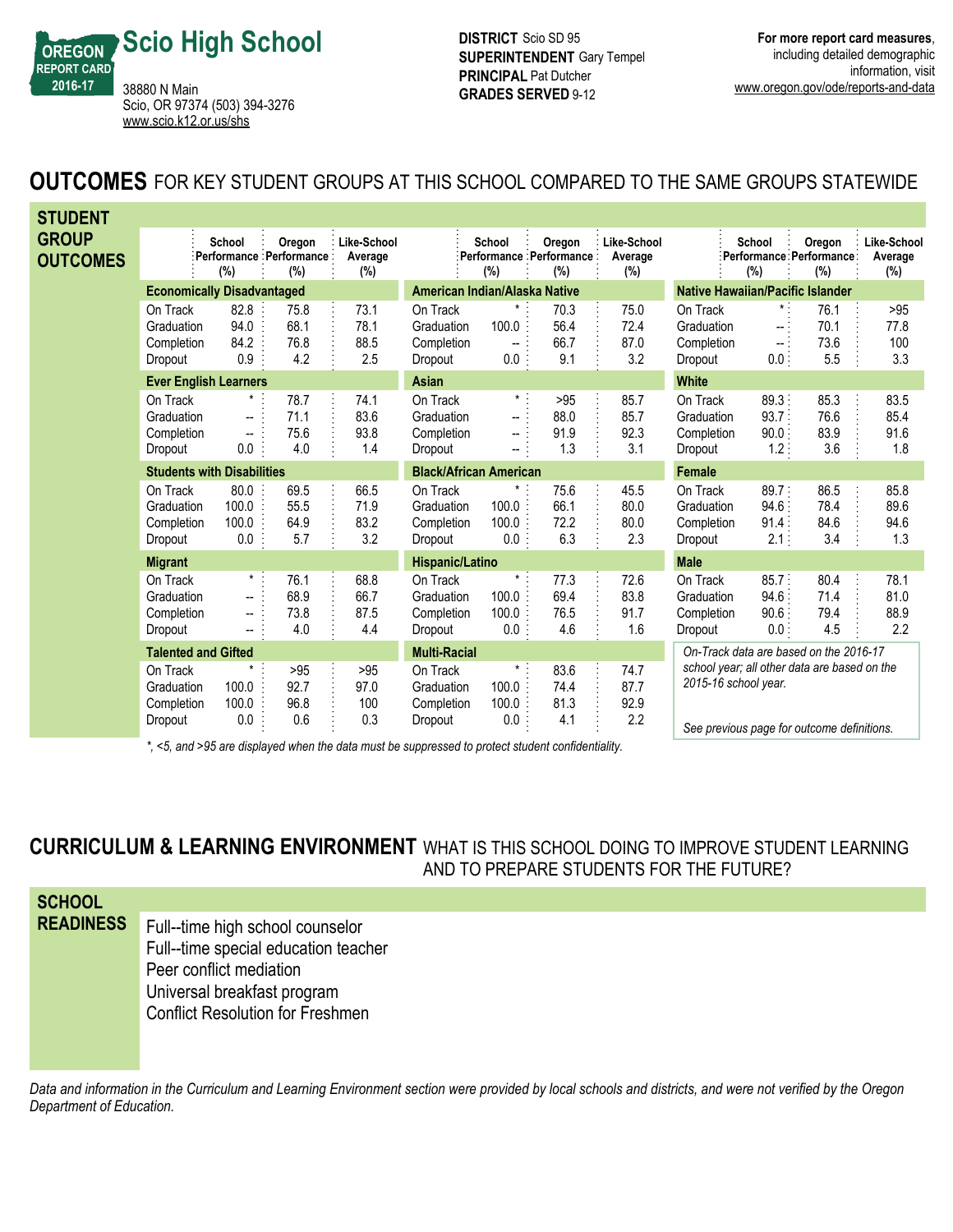# Scio High School

OREGON REPORT CARD 2016-17

38880 N Main
Scio, OR 97374 (503) 394-3276
www.scio.k12.or.us/shs

**DISTRICT** Scio SD 95
**SUPERINTENDENT** Gary Tempel
**PRINCIPAL** Pat Dutcher
**GRADES SERVED** 9-12

**For more report card measures**, including detailed demographic information, visit www.oregon.gov/ode/reports-and-data

## OUTCOMES FOR KEY STUDENT GROUPS AT THIS SCHOOL COMPARED TO THE SAME GROUPS STATEWIDE

### STUDENT GROUP OUTCOMES

| | School Performance (%) | Oregon Performance (%) | Like-School Average (%) |
|---|---|---|---|
| **Economically Disadvantaged** | | | |
| On Track | 82.8 | 75.8 | 73.1 |
| Graduation | 94.0 | 68.1 | 78.1 |
| Completion | 84.2 | 76.8 | 88.5 |
| Dropout | 0.9 | 4.2 | 2.5 |
| **Ever English Learners** | | | |
| On Track | * | 78.7 | 74.1 |
| Graduation | -- | 71.1 | 83.6 |
| Completion | -- | 75.6 | 93.8 |
| Dropout | 0.0 | 4.0 | 1.4 |
| **Students with Disabilities** | | | |
| On Track | 80.0 | 69.5 | 66.5 |
| Graduation | 100.0 | 55.5 | 71.9 |
| Completion | 100.0 | 64.9 | 83.2 |
| Dropout | 0.0 | 5.7 | 3.2 |
| **Migrant** | | | |
| On Track | * | 76.1 | 68.8 |
| Graduation | -- | 68.9 | 66.7 |
| Completion | -- | 73.8 | 87.5 |
| Dropout | -- | 4.0 | 4.4 |
| **Talented and Gifted** | | | |
| On Track | * | >95 | >95 |
| Graduation | 100.0 | 92.7 | 97.0 |
| Completion | 100.0 | 96.8 | 100 |
| Dropout | 0.0 | 0.6 | 0.3 |

| | School Performance (%) | Oregon Performance (%) | Like-School Average (%) |
|---|---|---|---|
| **American Indian/Alaska Native** | | | |
| On Track | * | 70.3 | 75.0 |
| Graduation | 100.0 | 56.4 | 72.4 |
| Completion | -- | 66.7 | 87.0 |
| Dropout | 0.0 | 9.1 | 3.2 |
| **Asian** | | | |
| On Track | * | >95 | 85.7 |
| Graduation | -- | 88.0 | 85.7 |
| Completion | -- | 91.9 | 92.3 |
| Dropout | -- | 1.3 | 3.1 |
| **Black/African American** | | | |
| On Track | * | 75.6 | 45.5 |
| Graduation | 100.0 | 66.1 | 80.0 |
| Completion | 100.0 | 72.2 | 80.0 |
| Dropout | 0.0 | 6.3 | 2.3 |
| **Hispanic/Latino** | | | |
| On Track | * | 77.3 | 72.6 |
| Graduation | 100.0 | 69.4 | 83.8 |
| Completion | 100.0 | 76.5 | 91.7 |
| Dropout | 0.0 | 4.6 | 1.6 |
| **Multi-Racial** | | | |
| On Track | * | 83.6 | 74.7 |
| Graduation | 100.0 | 74.4 | 87.7 |
| Completion | 100.0 | 81.3 | 92.9 |
| Dropout | 0.0 | 4.1 | 2.2 |

| | School Performance (%) | Oregon Performance (%) | Like-School Average (%) |
|---|---|---|---|
| **Native Hawaiian/Pacific Islander** | | | |
| On Track | * | 76.1 | >95 |
| Graduation | -- | 70.1 | 77.8 |
| Completion | -- | 73.6 | 100 |
| Dropout | 0.0 | 5.5 | 3.3 |
| **White** | | | |
| On Track | 89.3 | 85.3 | 83.5 |
| Graduation | 93.7 | 76.6 | 85.4 |
| Completion | 90.0 | 83.9 | 91.6 |
| Dropout | 1.2 | 3.6 | 1.8 |
| **Female** | | | |
| On Track | 89.7 | 86.5 | 85.8 |
| Graduation | 94.6 | 78.4 | 89.6 |
| Completion | 91.4 | 84.6 | 94.6 |
| Dropout | 2.1 | 3.4 | 1.3 |
| **Male** | | | |
| On Track | 85.7 | 80.4 | 78.1 |
| Graduation | 94.6 | 71.4 | 81.0 |
| Completion | 90.6 | 79.4 | 88.9 |
| Dropout | 0.0 | 4.5 | 2.2 |

*On-Track data are based on the 2016-17 school year; all other data are based on the 2015-16 school year.*

*See previous page for outcome definitions.*

*\*, <5, and >95 are displayed when the data must be suppressed to protect student confidentiality.*

## CURRICULUM & LEARNING ENVIRONMENT WHAT IS THIS SCHOOL DOING TO IMPROVE STUDENT LEARNING AND TO PREPARE STUDENTS FOR THE FUTURE?

### SCHOOL READINESS

Full--time high school counselor
Full--time special education teacher
Peer conflict mediation
Universal breakfast program
Conflict Resolution for Freshmen

*Data and information in the Curriculum and Learning Environment section were provided by local schools and districts, and were not verified by the Oregon Department of Education.*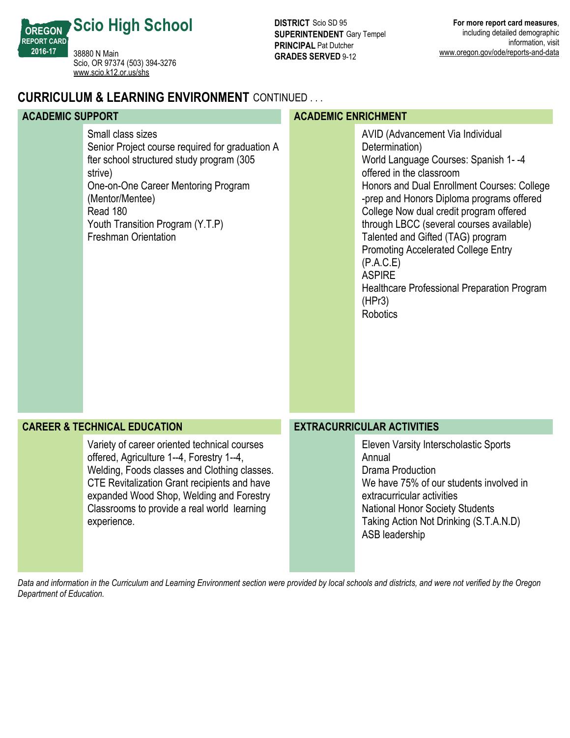# Scio High School

OREGON REPORT CARD 2016-17

38880 N Main
Scio, OR 97374 (503) 394-3276
www.scio.k12.or.us/shs

**DISTRICT** Scio SD 95
**SUPERINTENDENT** Gary Tempel
**PRINCIPAL** Pat Dutcher
**GRADES SERVED** 9-12

**For more report card measures**, including detailed demographic information, visit www.oregon.gov/ode/reports-and-data

## CURRICULUM & LEARNING ENVIRONMENT CONTINUED . . .

### ACADEMIC SUPPORT

Small class sizes
Senior Project course required for graduation A fter school structured study program (305 strive)
One-on-One Career Mentoring Program (Mentor/Mentee)
Read 180
Youth Transition Program (Y.T.P)
Freshman Orientation

### ACADEMIC ENRICHMENT

AVID (Advancement Via Individual Determination)
World Language Courses: Spanish 1- -4 offered in the classroom
Honors and Dual Enrollment Courses: College -prep and Honors Diploma programs offered
College Now dual credit program offered through LBCC (several courses available)
Talented and Gifted (TAG) program
Promoting Accelerated College Entry (P.A.C.E)
ASPIRE
Healthcare Professional Preparation Program (HPr3)
Robotics

### CAREER & TECHNICAL EDUCATION

Variety of career oriented technical courses offered, Agriculture 1--4, Forestry 1--4, Welding, Foods classes and Clothing classes. CTE Revitalization Grant recipients and have expanded Wood Shop, Welding and Forestry Classrooms to provide a real world learning experience.

### EXTRACURRICULAR ACTIVITIES

Eleven Varsity Interscholastic Sports
Annual
Drama Production
We have 75% of our students involved in extracurricular activities
National Honor Society Students
Taking Action Not Drinking (S.T.A.N.D)
ASB leadership

*Data and information in the Curriculum and Learning Environment section were provided by local schools and districts, and were not verified by the Oregon Department of Education.*